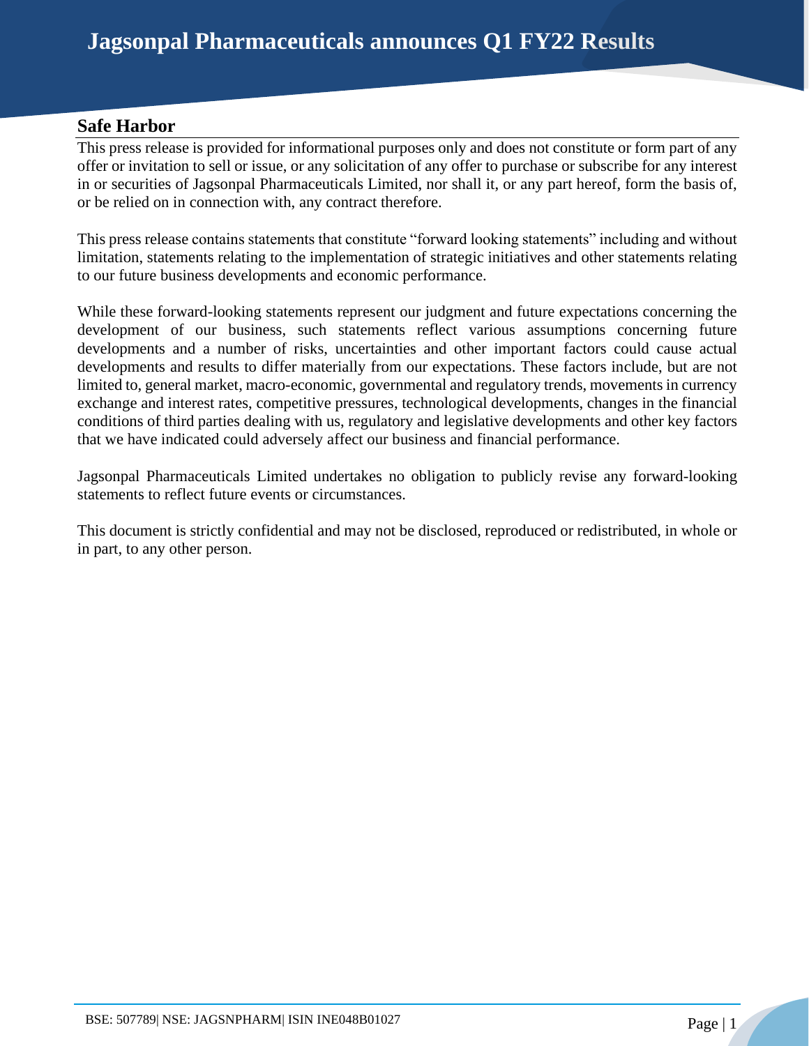# Jagsonpal Pharmaceuticals announces Q1 FY22 Results

## Safe Harbor

This press release is provided for informational purposes only and does not constitute or form part of any offer or invitation to sell or issue, or any solicitation of any offer to purchase or subscribe for any interest in or securities of Jagsonpal Pharmaceuticals Limited, nor shall it, or any part hereof, form the basis of, or be relied on in connection with, any contract therefore.

This press release contains statements that constitute "forward looking statements" including and without limitation, statements relating to the implementation of strategic initiatives and other statements relating to our future business developments and economic performance.

While these forward-looking statements represent our judgment and future expectations concerning the development of our business, such statements reflect various assumptions concerning future developments and a number of risks, uncertainties and other important factors could cause actual developments and results to differ materially from our expectations. These factors include, but are not limited to, general market, macro-economic, governmental and regulatory trends, movements in currency exchange and interest rates, competitive pressures, technological developments, changes in the financial conditions of third parties dealing with us, regulatory and legislative developments and other key factors that we have indicated could adversely affect our business and financial performance.

Jagsonpal Pharmaceuticals Limited undertakes no obligation to publicly revise any forward-looking statements to reflect future events or circumstances.

This document is strictly confidential and may not be disclosed, reproduced or redistributed, in whole or in part, to any other person.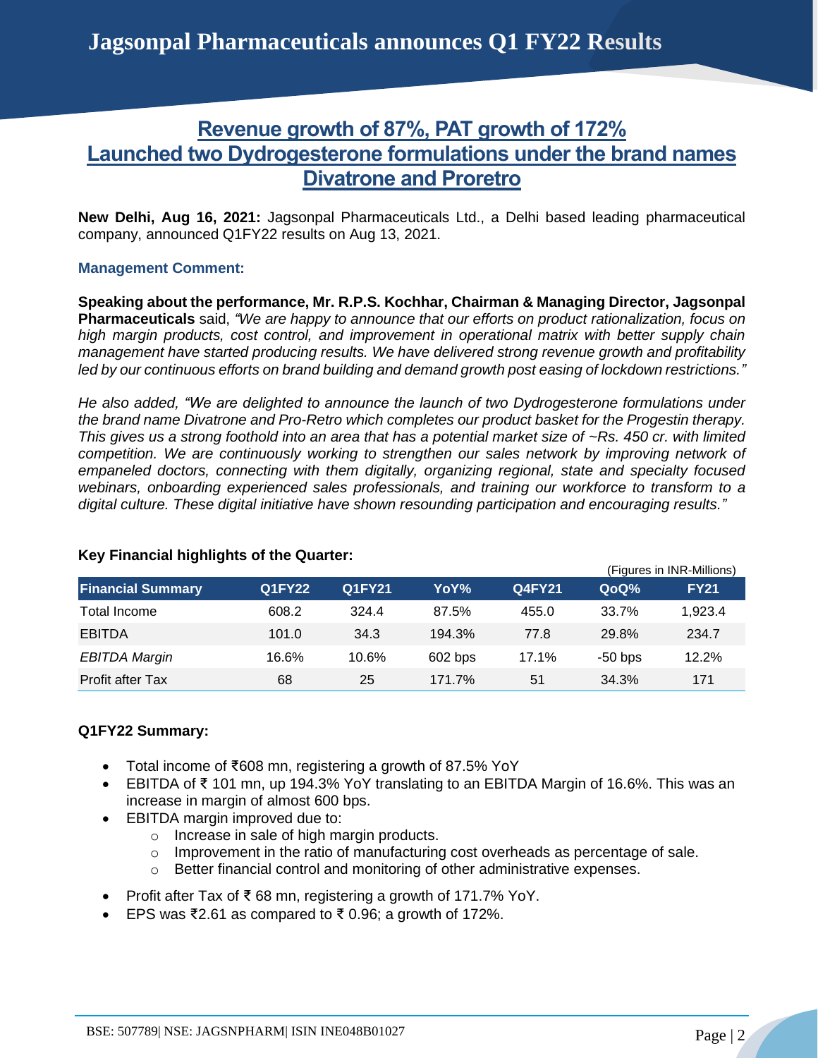# Jagsonpal Pharmaceuticals announces Q1 FY22 Results

## Revenue growth of 87%, PAT growth of 172%
## Launched two Dydrogesterone formulations under the brand names Divatrone and Proretro

**New Delhi, Aug 16, 2021:** Jagsonpal Pharmaceuticals Ltd., a Delhi based leading pharmaceutical company, announced Q1FY22 results on Aug 13, 2021.

### Management Comment:

**Speaking about the performance, Mr. R.P.S. Kochhar, Chairman & Managing Director, Jagsonpal Pharmaceuticals** said, *"We are happy to announce that our efforts on product rationalization, focus on high margin products, cost control, and improvement in operational matrix with better supply chain management have started producing results. We have delivered strong revenue growth and profitability led by our continuous efforts on brand building and demand growth post easing of lockdown restrictions."*

*He also added, "We are delighted to announce the launch of two Dydrogesterone formulations under the brand name Divatrone and Pro-Retro which completes our product basket for the Progestin therapy. This gives us a strong foothold into an area that has a potential market size of ~Rs. 450 cr. with limited competition. We are continuously working to strengthen our sales network by improving network of empaneled doctors, connecting with them digitally, organizing regional, state and specialty focused webinars, onboarding experienced sales professionals, and training our workforce to transform to a digital culture. These digital initiative have shown resounding participation and encouraging results."*

### Key Financial highlights of the Quarter:

(Figures in INR-Millions)

| Financial Summary | Q1FY22 | Q1FY21 | YoY% | Q4FY21 | QoQ% | FY21 |
|---|---|---|---|---|---|---|
| Total Income | 608.2 | 324.4 | 87.5% | 455.0 | 33.7% | 1,923.4 |
| EBITDA | 101.0 | 34.3 | 194.3% | 77.8 | 29.8% | 234.7 |
| *EBITDA Margin* | 16.6% | 10.6% | 602 bps | 17.1% | -50 bps | 12.2% |
| Profit after Tax | 68 | 25 | 171.7% | 51 | 34.3% | 171 |

### Q1FY22 Summary:

- Total income of ₹608 mn, registering a growth of 87.5% YoY
- EBITDA of ₹ 101 mn, up 194.3% YoY translating to an EBITDA Margin of 16.6%. This was an increase in margin of almost 600 bps.
- EBITDA margin improved due to:
  - Increase in sale of high margin products.
  - Improvement in the ratio of manufacturing cost overheads as percentage of sale.
  - Better financial control and monitoring of other administrative expenses.
- Profit after Tax of ₹ 68 mn, registering a growth of 171.7% YoY.
- EPS was ₹2.61 as compared to ₹ 0.96; a growth of 172%.

BSE: 507789| NSE: JAGSNPHARM| ISIN INE048B01027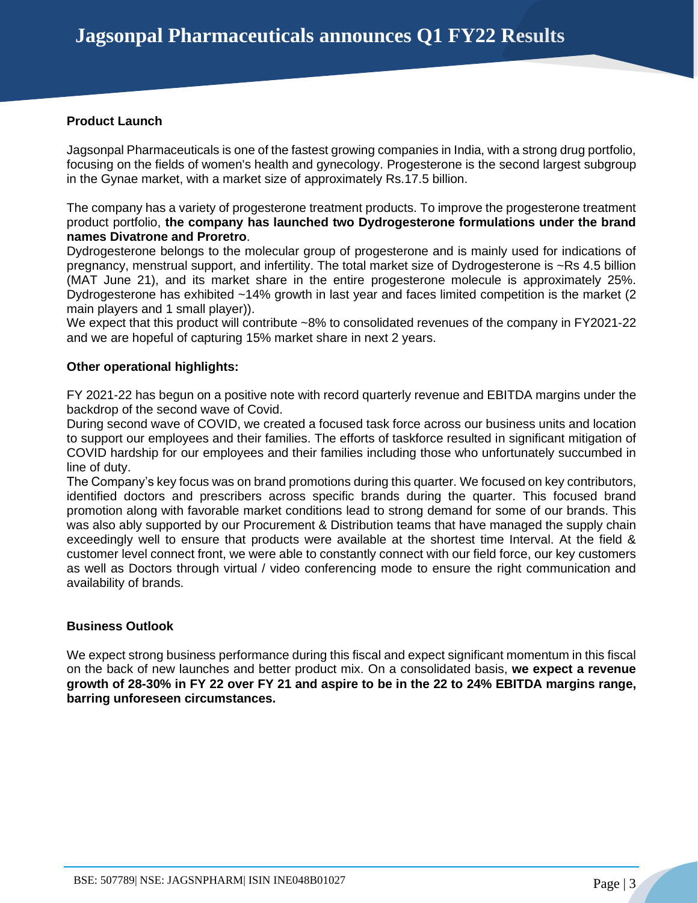## Product Launch

Jagsonpal Pharmaceuticals is one of the fastest growing companies in India, with a strong drug portfolio, focusing on the fields of women's health and gynecology. Progesterone is the second largest subgroup in the Gynae market, with a market size of approximately Rs.17.5 billion.

The company has a variety of progesterone treatment products. To improve the progesterone treatment product portfolio, **the company has launched two Dydrogesterone formulations under the brand names Divatrone and Proretro**.

Dydrogesterone belongs to the molecular group of progesterone and is mainly used for indications of pregnancy, menstrual support, and infertility. The total market size of Dydrogesterone is ~Rs 4.5 billion (MAT June 21), and its market share in the entire progesterone molecule is approximately 25%. Dydrogesterone has exhibited ~14% growth in last year and faces limited competition is the market (2 main players and 1 small player)).

We expect that this product will contribute ~8% to consolidated revenues of the company in FY2021-22 and we are hopeful of capturing 15% market share in next 2 years.

## Other operational highlights:

FY 2021-22 has begun on a positive note with record quarterly revenue and EBITDA margins under the backdrop of the second wave of Covid.

During second wave of COVID, we created a focused task force across our business units and location to support our employees and their families. The efforts of taskforce resulted in significant mitigation of COVID hardship for our employees and their families including those who unfortunately succumbed in line of duty.

The Company's key focus was on brand promotions during this quarter. We focused on key contributors, identified doctors and prescribers across specific brands during the quarter. This focused brand promotion along with favorable market conditions lead to strong demand for some of our brands. This was also ably supported by our Procurement & Distribution teams that have managed the supply chain exceedingly well to ensure that products were available at the shortest time Interval. At the field & customer level connect front, we were able to constantly connect with our field force, our key customers as well as Doctors through virtual / video conferencing mode to ensure the right communication and availability of brands.

## Business Outlook

We expect strong business performance during this fiscal and expect significant momentum in this fiscal on the back of new launches and better product mix. On a consolidated basis, **we expect a revenue growth of 28-30% in FY 22 over FY 21 and aspire to be in the 22 to 24% EBITDA margins range, barring unforeseen circumstances.**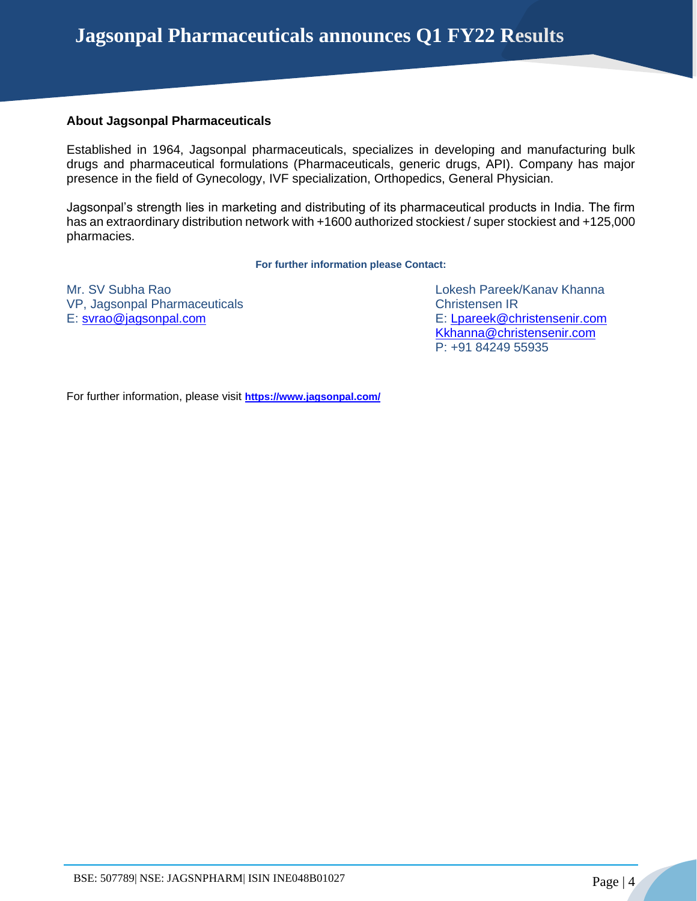## About Jagsonpal Pharmaceuticals

Established in 1964, Jagsonpal pharmaceuticals, specializes in developing and manufacturing bulk drugs and pharmaceutical formulations (Pharmaceuticals, generic drugs, API). Company has major presence in the field of Gynecology, IVF specialization, Orthopedics, General Physician.

Jagsonpal's strength lies in marketing and distributing of its pharmaceutical products in India. The firm has an extraordinary distribution network with +1600 authorized stockiest / super stockiest and +125,000 pharmacies.

**For further information please Contact:**

Mr. SV Subha Rao
VP, Jagsonpal Pharmaceuticals
E: svrao@jagsonpal.com

Lokesh Pareek/Kanav Khanna
Christensen IR
E: Lpareek@christensenir.com
Kkhanna@christensenir.com
P: +91 84249 55935

For further information, please visit **https://www.jagsonpal.com/**

BSE: 507789| NSE: JAGSNPHARM| ISIN INE048B01027